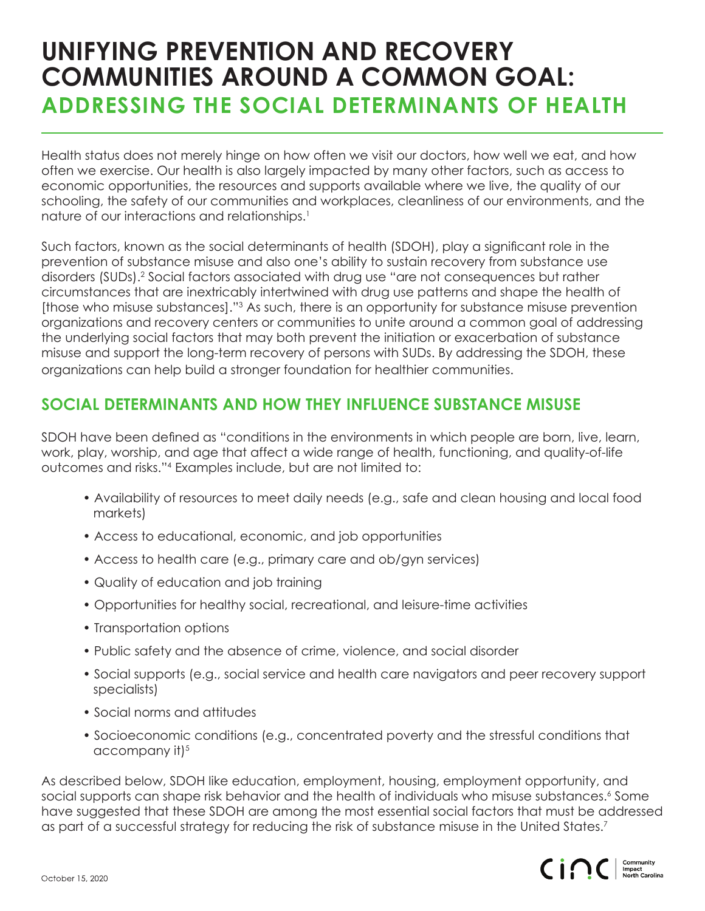# UNIFYING PREVENTION AND RECOVERY COMMUNITIES AROUND A COMMON GOAL: ADDRESSING THE SOCIAL DETERMINANTS OF HEALTH

Health status does not merely hinge on how often we visit our doctors, how well we eat, and how often we exercise. Our health is also largely impacted by many other factors, such as access to economic opportunities, the resources and supports available where we live, the quality of our schooling, the safety of our communities and workplaces, cleanliness of our environments, and the nature of our interactions and relationships.[1]

Such factors, known as the social determinants of health (SDOH), play a significant role in the prevention of substance misuse and also one's ability to sustain recovery from substance use disorders (SUDs).[2] Social factors associated with drug use "are not consequences but rather circumstances that are inextricably intertwined with drug use patterns and shape the health of [those who misuse substances]."[3] As such, there is an opportunity for substance misuse prevention organizations and recovery centers or communities to unite around a common goal of addressing the underlying social factors that may both prevent the initiation or exacerbation of substance misuse and support the long-term recovery of persons with SUDs. By addressing the SDOH, these organizations can help build a stronger foundation for healthier communities.

## SOCIAL DETERMINANTS AND HOW THEY INFLUENCE SUBSTANCE MISUSE

SDOH have been defined as "conditions in the environments in which people are born, live, learn, work, play, worship, and age that affect a wide range of health, functioning, and quality-of-life outcomes and risks."[4] Examples include, but are not limited to:

- Availability of resources to meet daily needs (e.g., safe and clean housing and local food markets)
- Access to educational, economic, and job opportunities
- Access to health care (e.g., primary care and ob/gyn services)
- Quality of education and job training
- Opportunities for healthy social, recreational, and leisure-time activities
- Transportation options
- Public safety and the absence of crime, violence, and social disorder
- Social supports (e.g., social service and health care navigators and peer recovery support specialists)
- Social norms and attitudes
- Socioeconomic conditions (e.g., concentrated poverty and the stressful conditions that accompany it)[5]

As described below, SDOH like education, employment, housing, employment opportunity, and social supports can shape risk behavior and the health of individuals who misuse substances.[6] Some have suggested that these SDOH are among the most essential social factors that must be addressed as part of a successful strategy for reducing the risk of substance misuse in the United States.[7]

October 15, 2020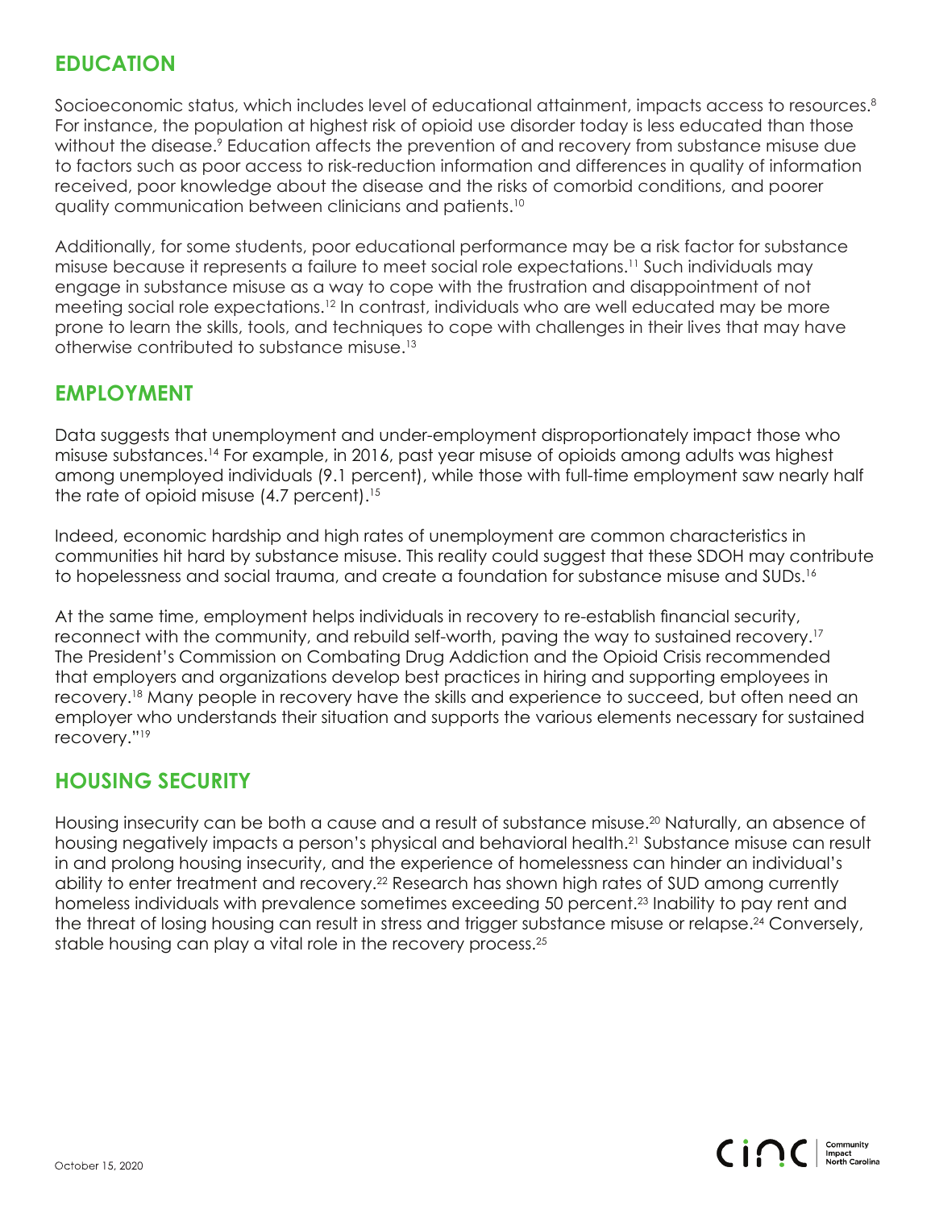## EDUCATION

Socioeconomic status, which includes level of educational attainment, impacts access to resources.[8] For instance, the population at highest risk of opioid use disorder today is less educated than those without the disease.[9] Education affects the prevention of and recovery from substance misuse due to factors such as poor access to risk-reduction information and differences in quality of information received, poor knowledge about the disease and the risks of comorbid conditions, and poorer quality communication between clinicians and patients.[10]

Additionally, for some students, poor educational performance may be a risk factor for substance misuse because it represents a failure to meet social role expectations.[11] Such individuals may engage in substance misuse as a way to cope with the frustration and disappointment of not meeting social role expectations.[12] In contrast, individuals who are well educated may be more prone to learn the skills, tools, and techniques to cope with challenges in their lives that may have otherwise contributed to substance misuse.[13]

## EMPLOYMENT

Data suggests that unemployment and under-employment disproportionately impact those who misuse substances.[14] For example, in 2016, past year misuse of opioids among adults was highest among unemployed individuals (9.1 percent), while those with full-time employment saw nearly half the rate of opioid misuse (4.7 percent).[15]

Indeed, economic hardship and high rates of unemployment are common characteristics in communities hit hard by substance misuse. This reality could suggest that these SDOH may contribute to hopelessness and social trauma, and create a foundation for substance misuse and SUDs.[16]

At the same time, employment helps individuals in recovery to re-establish financial security, reconnect with the community, and rebuild self-worth, paving the way to sustained recovery.[17] The President's Commission on Combating Drug Addiction and the Opioid Crisis recommended that employers and organizations develop best practices in hiring and supporting employees in recovery.[18] Many people in recovery have the skills and experience to succeed, but often need an employer who understands their situation and supports the various elements necessary for sustained recovery."[19]

## HOUSING SECURITY

Housing insecurity can be both a cause and a result of substance misuse.[20] Naturally, an absence of housing negatively impacts a person's physical and behavioral health.[21] Substance misuse can result in and prolong housing insecurity, and the experience of homelessness can hinder an individual's ability to enter treatment and recovery.[22] Research has shown high rates of SUD among currently homeless individuals with prevalence sometimes exceeding 50 percent.[23] Inability to pay rent and the threat of losing housing can result in stress and trigger substance misuse or relapse.[24] Conversely, stable housing can play a vital role in the recovery process.[25]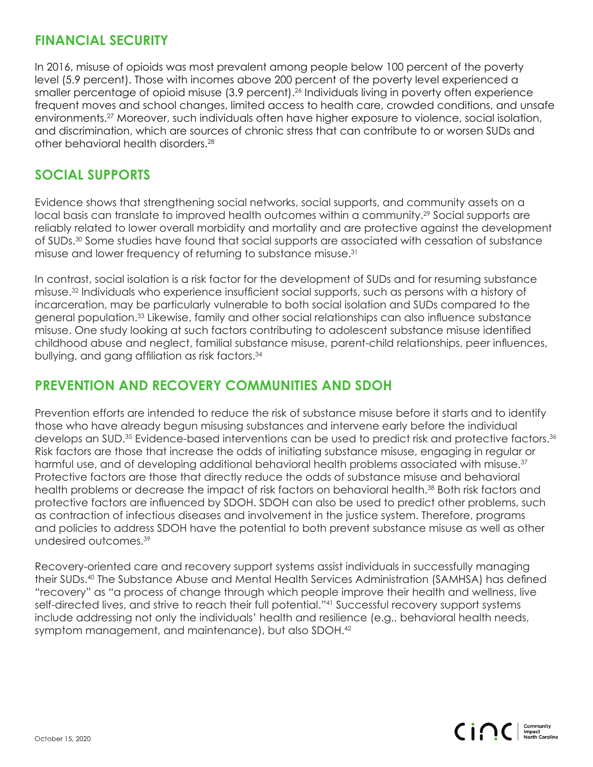## FINANCIAL SECURITY

In 2016, misuse of opioids was most prevalent among people below 100 percent of the poverty level (5.9 percent). Those with incomes above 200 percent of the poverty level experienced a smaller percentage of opioid misuse (3.9 percent).[26] Individuals living in poverty often experience frequent moves and school changes, limited access to health care, crowded conditions, and unsafe environments.[27] Moreover, such individuals often have higher exposure to violence, social isolation, and discrimination, which are sources of chronic stress that can contribute to or worsen SUDs and other behavioral health disorders.[28]

## SOCIAL SUPPORTS

Evidence shows that strengthening social networks, social supports, and community assets on a local basis can translate to improved health outcomes within a community.[29] Social supports are reliably related to lower overall morbidity and mortality and are protective against the development of SUDs.[30] Some studies have found that social supports are associated with cessation of substance misuse and lower frequency of returning to substance misuse.[31]

In contrast, social isolation is a risk factor for the development of SUDs and for resuming substance misuse.[32] Individuals who experience insufficient social supports, such as persons with a history of incarceration, may be particularly vulnerable to both social isolation and SUDs compared to the general population.[33] Likewise, family and other social relationships can also influence substance misuse. One study looking at such factors contributing to adolescent substance misuse identified childhood abuse and neglect, familial substance misuse, parent-child relationships, peer influences, bullying, and gang affiliation as risk factors.[34]

## PREVENTION AND RECOVERY COMMUNITIES AND SDOH

Prevention efforts are intended to reduce the risk of substance misuse before it starts and to identify those who have already begun misusing substances and intervene early before the individual develops an SUD.[35] Evidence-based interventions can be used to predict risk and protective factors.[36] Risk factors are those that increase the odds of initiating substance misuse, engaging in regular or harmful use, and of developing additional behavioral health problems associated with misuse.[37] Protective factors are those that directly reduce the odds of substance misuse and behavioral health problems or decrease the impact of risk factors on behavioral health.[38] Both risk factors and protective factors are influenced by SDOH. SDOH can also be used to predict other problems, such as contraction of infectious diseases and involvement in the justice system. Therefore, programs and policies to address SDOH have the potential to both prevent substance misuse as well as other undesired outcomes.[39]

Recovery-oriented care and recovery support systems assist individuals in successfully managing their SUDs.[40] The Substance Abuse and Mental Health Services Administration (SAMHSA) has defined "recovery" as "a process of change through which people improve their health and wellness, live self-directed lives, and strive to reach their full potential."[41] Successful recovery support systems include addressing not only the individuals' health and resilience (e.g., behavioral health needs, symptom management, and maintenance), but also SDOH.[42]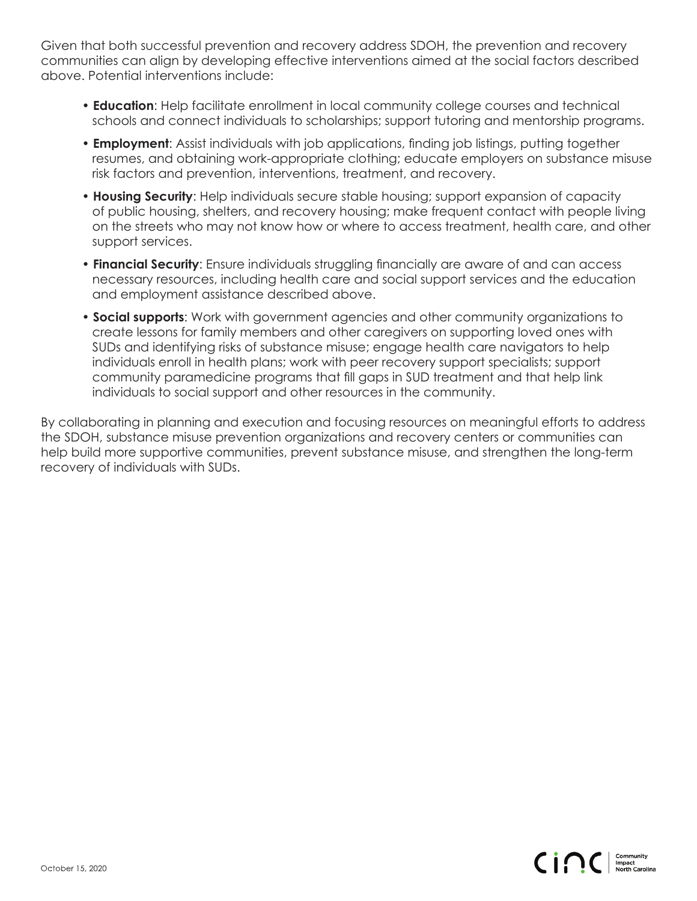Given that both successful prevention and recovery address SDOH, the prevention and recovery communities can align by developing effective interventions aimed at the social factors described above. Potential interventions include:

- **Education**: Help facilitate enrollment in local community college courses and technical schools and connect individuals to scholarships; support tutoring and mentorship programs.
- **Employment**: Assist individuals with job applications, finding job listings, putting together resumes, and obtaining work-appropriate clothing; educate employers on substance misuse risk factors and prevention, interventions, treatment, and recovery.
- **Housing Security**: Help individuals secure stable housing; support expansion of capacity of public housing, shelters, and recovery housing; make frequent contact with people living on the streets who may not know how or where to access treatment, health care, and other support services.
- **Financial Security**: Ensure individuals struggling financially are aware of and can access necessary resources, including health care and social support services and the education and employment assistance described above.
- **Social supports**: Work with government agencies and other community organizations to create lessons for family members and other caregivers on supporting loved ones with SUDs and identifying risks of substance misuse; engage health care navigators to help individuals enroll in health plans; work with peer recovery support specialists; support community paramedicine programs that fill gaps in SUD treatment and that help link individuals to social support and other resources in the community.

By collaborating in planning and execution and focusing resources on meaningful efforts to address the SDOH, substance misuse prevention organizations and recovery centers or communities can help build more supportive communities, prevent substance misuse, and strengthen the long-term recovery of individuals with SUDs.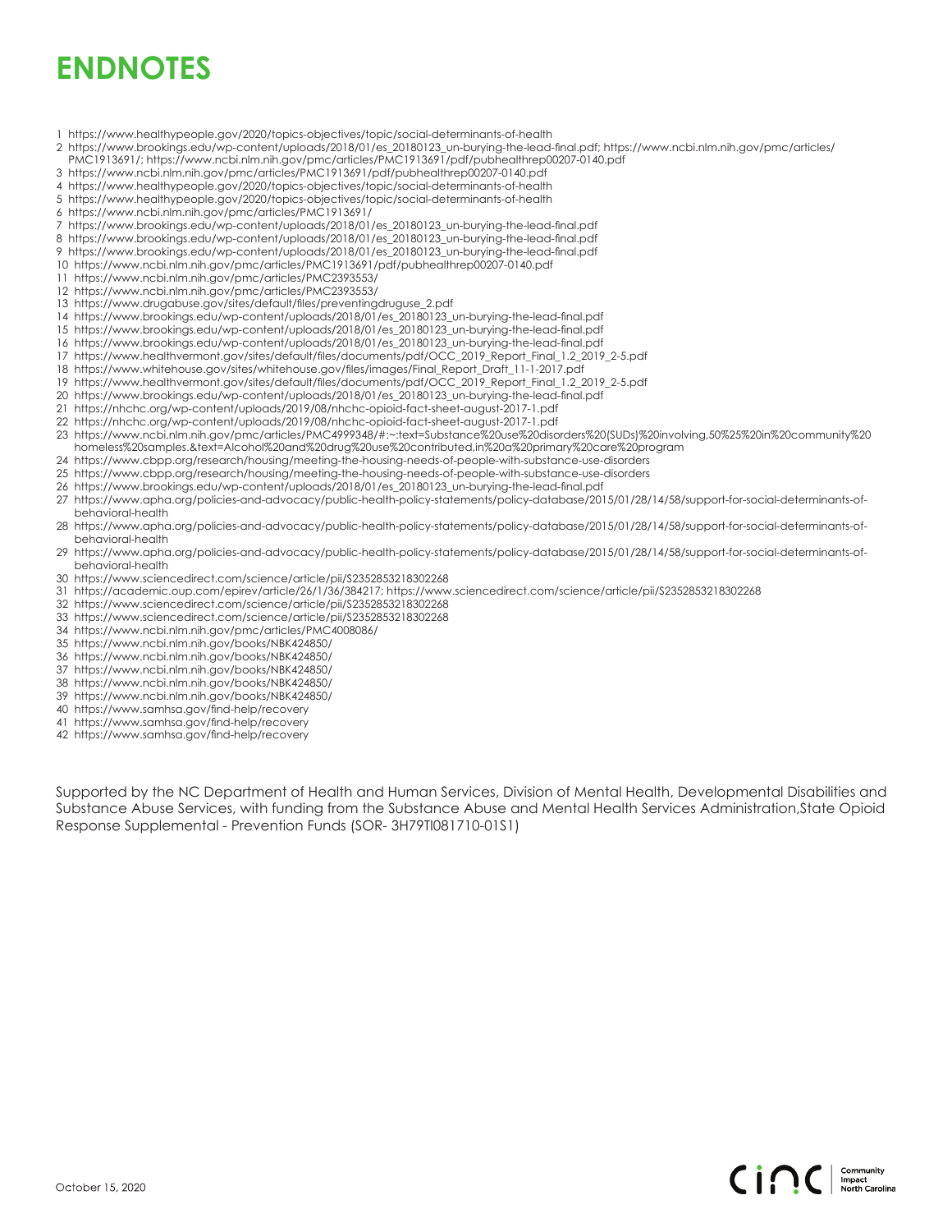# ENDNOTES

1 https://www.healthypeople.gov/2020/topics-objectives/topic/social-determinants-of-health
2 https://www.brookings.edu/wp-content/uploads/2018/01/es_20180123_un-burying-the-lead-final.pdf; https://www.ncbi.nlm.nih.gov/pmc/articles/PMC1913691/; https://www.ncbi.nlm.nih.gov/pmc/articles/PMC1913691/pdf/pubhealthrep00207-0140.pdf
3 https://www.ncbi.nlm.nih.gov/pmc/articles/PMC1913691/pdf/pubhealthrep00207-0140.pdf
4 https://www.healthypeople.gov/2020/topics-objectives/topic/social-determinants-of-health
5 https://www.healthypeople.gov/2020/topics-objectives/topic/social-determinants-of-health
6 https://www.ncbi.nlm.nih.gov/pmc/articles/PMC1913691/
7 https://www.brookings.edu/wp-content/uploads/2018/01/es_20180123_un-burying-the-lead-final.pdf
8 https://www.brookings.edu/wp-content/uploads/2018/01/es_20180123_un-burying-the-lead-final.pdf
9 https://www.brookings.edu/wp-content/uploads/2018/01/es_20180123_un-burying-the-lead-final.pdf
10 https://www.ncbi.nlm.nih.gov/pmc/articles/PMC1913691/pdf/pubhealthrep00207-0140.pdf
11 https://www.ncbi.nlm.nih.gov/pmc/articles/PMC2393553/
12 https://www.ncbi.nlm.nih.gov/pmc/articles/PMC2393553/
13 https://www.drugabuse.gov/sites/default/files/preventingdruguse_2.pdf
14 https://www.brookings.edu/wp-content/uploads/2018/01/es_20180123_un-burying-the-lead-final.pdf
15 https://www.brookings.edu/wp-content/uploads/2018/01/es_20180123_un-burying-the-lead-final.pdf
16 https://www.brookings.edu/wp-content/uploads/2018/01/es_20180123_un-burying-the-lead-final.pdf
17 https://www.healthvermont.gov/sites/default/files/documents/pdf/OCC_2019_Report_Final_1.2_2019_2-5.pdf
18 https://www.whitehouse.gov/sites/whitehouse.gov/files/images/Final_Report_Draft_11-1-2017.pdf
19 https://www.healthvermont.gov/sites/default/files/documents/pdf/OCC_2019_Report_Final_1.2_2019_2-5.pdf
20 https://www.brookings.edu/wp-content/uploads/2018/01/es_20180123_un-burying-the-lead-final.pdf
21 https://nhchc.org/wp-content/uploads/2019/08/nhchc-opioid-fact-sheet-august-2017-1.pdf
22 https://nhchc.org/wp-content/uploads/2019/08/nhchc-opioid-fact-sheet-august-2017-1.pdf
23 https://www.ncbi.nlm.nih.gov/pmc/articles/PMC4999348/#:~:text=Substance%20use%20disorders%20(SUDs)%20involving,50%25%20in%20community%20homeless%20samples.&text=Alcohol%20and%20drug%20use%20contributed,in%20a%20primary%20care%20program
24 https://www.cbpp.org/research/housing/meeting-the-housing-needs-of-people-with-substance-use-disorders
25 https://www.cbpp.org/research/housing/meeting-the-housing-needs-of-people-with-substance-use-disorders
26 https://www.brookings.edu/wp-content/uploads/2018/01/es_20180123_un-burying-the-lead-final.pdf
27 https://www.apha.org/policies-and-advocacy/public-health-policy-statements/policy-database/2015/01/28/14/58/support-for-social-determinants-of-behavioral-health
28 https://www.apha.org/policies-and-advocacy/public-health-policy-statements/policy-database/2015/01/28/14/58/support-for-social-determinants-of-behavioral-health
29 https://www.apha.org/policies-and-advocacy/public-health-policy-statements/policy-database/2015/01/28/14/58/support-for-social-determinants-of-behavioral-health
30 https://www.sciencedirect.com/science/article/pii/S2352853218302268
31 https://academic.oup.com/epirev/article/26/1/36/384217; https://www.sciencedirect.com/science/article/pii/S2352853218302268
32 https://www.sciencedirect.com/science/article/pii/S2352853218302268
33 https://www.sciencedirect.com/science/article/pii/S2352853218302268
34 https://www.ncbi.nlm.nih.gov/pmc/articles/PMC4008086/
35 https://www.ncbi.nlm.nih.gov/books/NBK424850/
36 https://www.ncbi.nlm.nih.gov/books/NBK424850/
37 https://www.ncbi.nlm.nih.gov/books/NBK424850/
38 https://www.ncbi.nlm.nih.gov/books/NBK424850/
39 https://www.ncbi.nlm.nih.gov/books/NBK424850/
40 https://www.samhsa.gov/find-help/recovery
41 https://www.samhsa.gov/find-help/recovery
42 https://www.samhsa.gov/find-help/recovery

Supported by the NC Department of Health and Human Services, Division of Mental Health, Developmental Disabilities and Substance Abuse Services, with funding from the Substance Abuse and Mental Health Services Administration,State Opioid Response Supplemental - Prevention Funds (SOR- 3H79TI081710-01S1)

October 15, 2020

Community Impact North Carolina